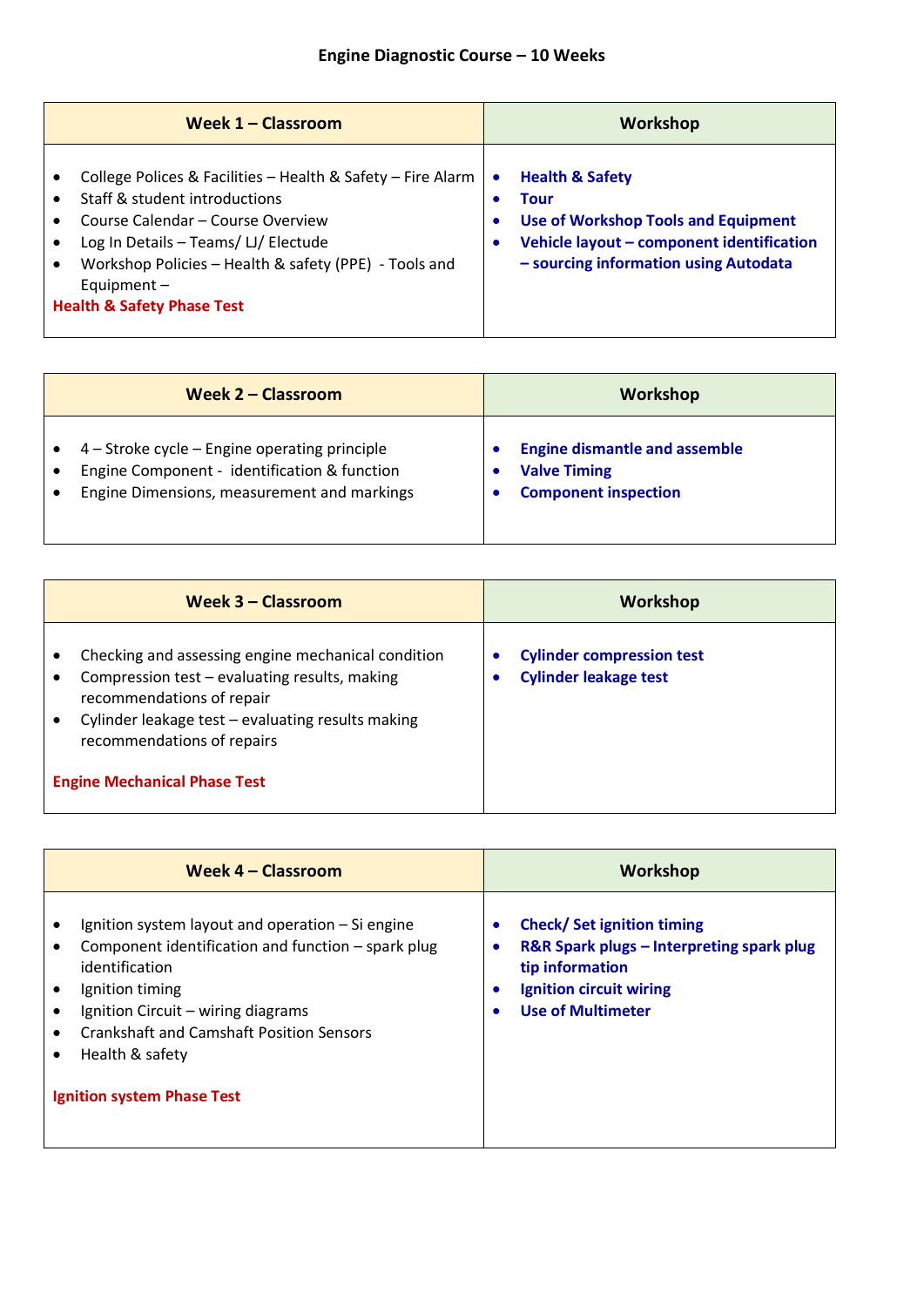# Engine Diagnostic Course – 10 Weeks

| Week 1 – Classroom | Workshop |
|---|---|
| • College Polices & Facilities – Health & Safety – Fire Alarm<br>• Staff & student introductions<br>• Course Calendar – Course Overview<br>• Log In Details – Teams/ LJ/ Electude<br>• Workshop Policies – Health & safety (PPE) - Tools and Equipment –<br>**Health & Safety Phase Test** | • **Health & Safety**<br>• **Tour**<br>• **Use of Workshop Tools and Equipment**<br>• **Vehicle layout – component identification – sourcing information using Autodata** |

| Week 2 – Classroom | Workshop |
|---|---|
| • 4 – Stroke cycle – Engine operating principle<br>• Engine Component - identification & function<br>• Engine Dimensions, measurement and markings | • **Engine dismantle and assemble**<br>• **Valve Timing**<br>• **Component inspection** |

| Week 3 – Classroom | Workshop |
|---|---|
| • Checking and assessing engine mechanical condition<br>• Compression test – evaluating results, making recommendations of repair<br>• Cylinder leakage test – evaluating results making recommendations of repairs<br>**Engine Mechanical Phase Test** | • **Cylinder compression test**<br>• **Cylinder leakage test** |

| Week 4 – Classroom | Workshop |
|---|---|
| • Ignition system layout and operation – Si engine<br>• Component identification and function – spark plug identification<br>• Ignition timing<br>• Ignition Circuit – wiring diagrams<br>• Crankshaft and Camshaft Position Sensors<br>• Health & safety<br>**Ignition system Phase Test** | • **Check/ Set ignition timing**<br>• **R&R Spark plugs – Interpreting spark plug tip information**<br>• **Ignition circuit wiring**<br>• **Use of Multimeter** |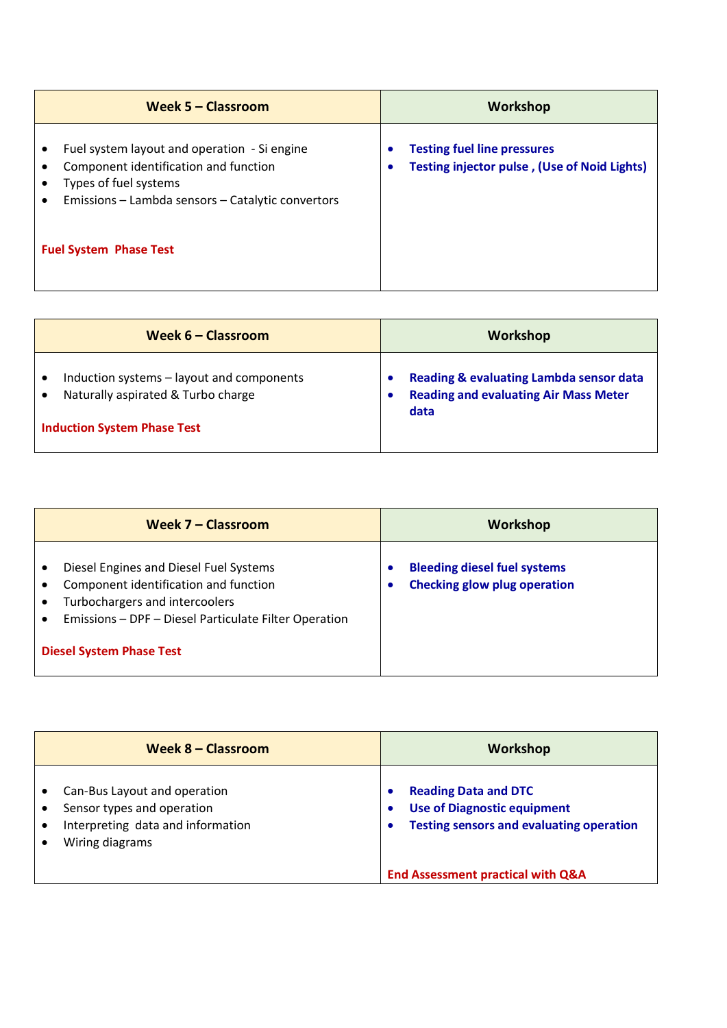| Week 5 – Classroom | Workshop |
| --- | --- |
| • Fuel system layout and operation - Si engine<br>• Component identification and function<br>• Types of fuel systems<br>• Emissions – Lambda sensors – Catalytic convertors<br><br>**Fuel System Phase Test** | • **Testing fuel line pressures**<br>• **Testing injector pulse , (Use of Noid Lights)** |

| Week 6 – Classroom | Workshop |
| --- | --- |
| • Induction systems – layout and components<br>• Naturally aspirated & Turbo charge<br><br>**Induction System Phase Test** | • **Reading & evaluating Lambda sensor data**<br>• **Reading and evaluating Air Mass Meter data** |

| Week 7 – Classroom | Workshop |
| --- | --- |
| • Diesel Engines and Diesel Fuel Systems<br>• Component identification and function<br>• Turbochargers and intercoolers<br>• Emissions – DPF – Diesel Particulate Filter Operation<br><br>**Diesel System Phase Test** | • **Bleeding diesel fuel systems**<br>• **Checking glow plug operation** |

| Week 8 – Classroom | Workshop |
| --- | --- |
| • Can-Bus Layout and operation<br>• Sensor types and operation<br>• Interpreting data and information<br>• Wiring diagrams | • **Reading Data and DTC**<br>• **Use of Diagnostic equipment**<br>• **Testing sensors and evaluating operation**<br><br>**End Assessment practical with Q&A** |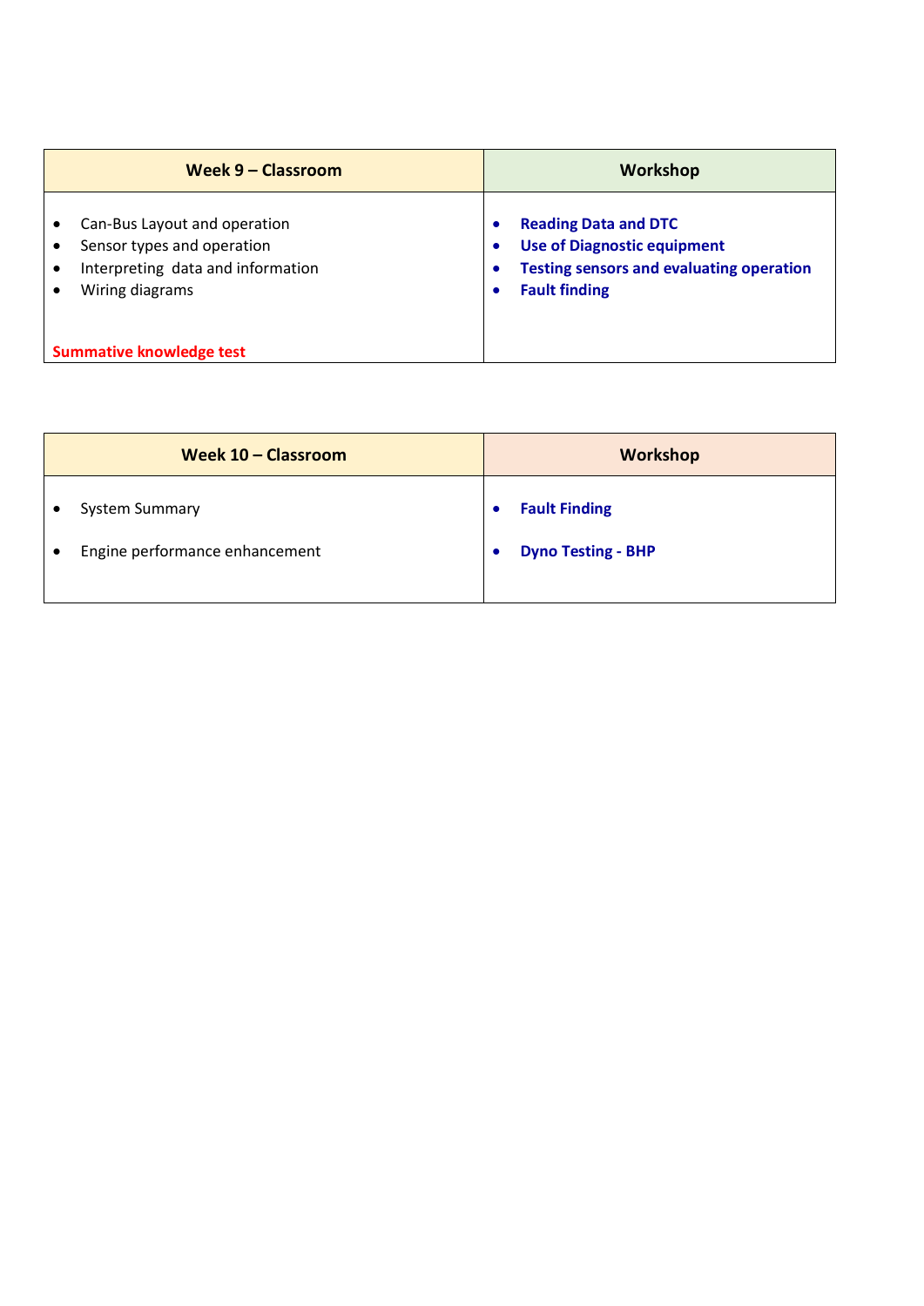| Week 9 – Classroom | Workshop |
| --- | --- |
| • Can-Bus Layout and operation<br>• Sensor types and operation<br>• Interpreting data and information<br>• Wiring diagrams<br><br>**Summative knowledge test** | • **Reading Data and DTC**<br>• **Use of Diagnostic equipment**<br>• **Testing sensors and evaluating operation**<br>• **Fault finding** |

| Week 10 – Classroom | Workshop |
| --- | --- |
| • System Summary<br><br>• Engine performance enhancement | • **Fault Finding**<br><br>• **Dyno Testing - BHP** |